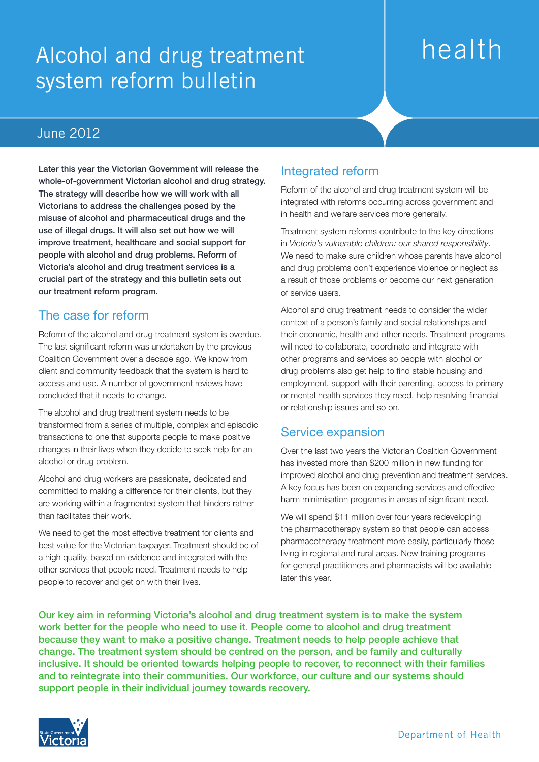# Alcohol and drug treatment system reform bulletin

health

## June 2012

**Later this year the Victorian Government will release the whole-of-government Victorian alcohol and drug strategy. The strategy will describe how we will work with all Victorians to address the challenges posed by the misuse of alcohol and pharmaceutical drugs and the use of illegal drugs. It will also set out how we will improve treatment, healthcare and social support for people with alcohol and drug problems. Reform of Victoria's alcohol and drug treatment services is a crucial part of the strategy and this bulletin sets out our treatment reform program.**

## The case for reform

Reform of the alcohol and drug treatment system is overdue. The last significant reform was undertaken by the previous Coalition Government over a decade ago. We know from client and community feedback that the system is hard to access and use. A number of government reviews have concluded that it needs to change.

The alcohol and drug treatment system needs to be transformed from a series of multiple, complex and episodic transactions to one that supports people to make positive changes in their lives when they decide to seek help for an alcohol or drug problem.

Alcohol and drug workers are passionate, dedicated and committed to making a difference for their clients, but they are working within a fragmented system that hinders rather than facilitates their work.

We need to get the most effective treatment for clients and best value for the Victorian taxpayer. Treatment should be of a high quality, based on evidence and integrated with the other services that people need. Treatment needs to help people to recover and get on with their lives.

## Integrated reform

Reform of the alcohol and drug treatment system will be integrated with reforms occurring across government and in health and welfare services more generally.

Treatment system reforms contribute to the key directions in *Victoria's vulnerable children: our shared responsibility*. We need to make sure children whose parents have alcohol and drug problems don't experience violence or neglect as a result of those problems or become our next generation of service users.

Alcohol and drug treatment needs to consider the wider context of a person's family and social relationships and their economic, health and other needs. Treatment programs will need to collaborate, coordinate and integrate with other programs and services so people with alcohol or drug problems also get help to find stable housing and employment, support with their parenting, access to primary or mental health services they need, help resolving financial or relationship issues and so on.

## Service expansion

Over the last two years the Victorian Coalition Government has invested more than $200 million in new funding for improved alcohol and drug prevention and treatment services. A key focus has been on expanding services and effective harm minimisation programs in areas of significant need.

We will spend $11 million over four years redeveloping the pharmacotherapy system so that people can access pharmacotherapy treatment more easily, particularly those living in regional and rural areas. New training programs for general practitioners and pharmacists will be available later this year.

---

**Our key aim in reforming Victoria's alcohol and drug treatment system is to make the system work better for the people who need to use it. People come to alcohol and drug treatment because they want to make a positive change. Treatment needs to help people achieve that change. The treatment system should be centred on the person, and be family and culturally inclusive. It should be oriented towards helping people to recover, to reconnect with their families and to reintegrate into their communities. Our workforce, our culture and our systems should support people in their individual journey towards recovery.**

---

State Government Victoria

Department of Health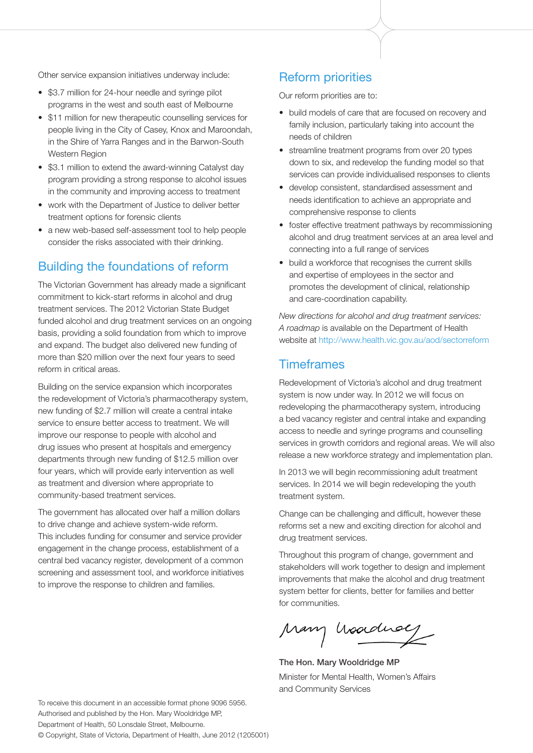Other service expansion initiatives underway include:

- $3.7 million for 24-hour needle and syringe pilot programs in the west and south east of Melbourne
- $11 million for new therapeutic counselling services for people living in the City of Casey, Knox and Maroondah, in the Shire of Yarra Ranges and in the Barwon-South Western Region
- $3.1 million to extend the award-winning Catalyst day program providing a strong response to alcohol issues in the community and improving access to treatment
- work with the Department of Justice to deliver better treatment options for forensic clients
- a new web-based self-assessment tool to help people consider the risks associated with their drinking.

## Building the foundations of reform

The Victorian Government has already made a significant commitment to kick-start reforms in alcohol and drug treatment services. The 2012 Victorian State Budget funded alcohol and drug treatment services on an ongoing basis, providing a solid foundation from which to improve and expand. The budget also delivered new funding of more than $20 million over the next four years to seed reform in critical areas.

Building on the service expansion which incorporates the redevelopment of Victoria's pharmacotherapy system, new funding of $2.7 million will create a central intake service to ensure better access to treatment. We will improve our response to people with alcohol and drug issues who present at hospitals and emergency departments through new funding of $12.5 million over four years, which will provide early intervention as well as treatment and diversion where appropriate to community-based treatment services.

The government has allocated over half a million dollars to drive change and achieve system-wide reform. This includes funding for consumer and service provider engagement in the change process, establishment of a central bed vacancy register, development of a common screening and assessment tool, and workforce initiatives to improve the response to children and families.

## Reform priorities

Our reform priorities are to:

- build models of care that are focused on recovery and family inclusion, particularly taking into account the needs of children
- streamline treatment programs from over 20 types down to six, and redevelop the funding model so that services can provide individualised responses to clients
- develop consistent, standardised assessment and needs identification to achieve an appropriate and comprehensive response to clients
- foster effective treatment pathways by recommissioning alcohol and drug treatment services at an area level and connecting into a full range of services
- build a workforce that recognises the current skills and expertise of employees in the sector and promotes the development of clinical, relationship and care-coordination capability.

*New directions for alcohol and drug treatment services: A roadmap* is available on the Department of Health website at http://www.health.vic.gov.au/aod/sectorreform

## Timeframes

Redevelopment of Victoria's alcohol and drug treatment system is now under way. In 2012 we will focus on redeveloping the pharmacotherapy system, introducing a bed vacancy register and central intake and expanding access to needle and syringe programs and counselling services in growth corridors and regional areas. We will also release a new workforce strategy and implementation plan.

In 2013 we will begin recommissioning adult treatment services. In 2014 we will begin redeveloping the youth treatment system.

Change can be challenging and difficult, however these reforms set a new and exciting direction for alcohol and drug treatment services.

Throughout this program of change, government and stakeholders will work together to design and implement improvements that make the alcohol and drug treatment system better for clients, better for families and better for communities.

**The Hon. Mary Wooldridge MP**

Minister for Mental Health, Women's Affairs and Community Services

To receive this document in an accessible format phone 9096 5956.
Authorised and published by the Hon. Mary Wooldridge MP, Department of Health, 50 Lonsdale Street, Melbourne.
© Copyright, State of Victoria, Department of Health, June 2012 (1205001)